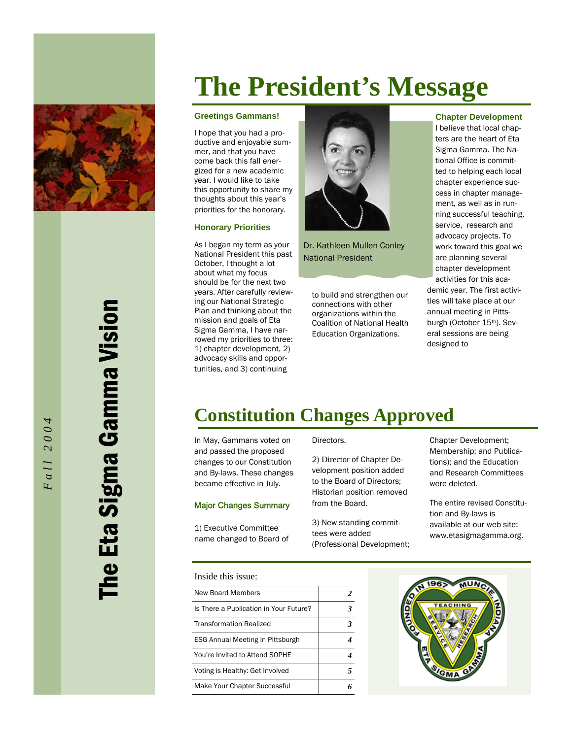# The Eta Sigma Gamma Vision

*Fall 2004*

# The President's Message

### Greetings Gammans!

I hope that you had a productive and enjoyable summer, and that you have come back this fall energized for a new academic year. I would like to take this opportunity to share my thoughts about this year's priorities for the honorary.

### Honorary Priorities

As I began my term as your National President this past October, I thought a lot about what my focus should be for the next two years. After carefully reviewing our National Strategic Plan and thinking about the mission and goals of Eta Sigma Gamma, I have narrowed my priorities to three: 1) chapter development, 2) advocacy skills and opportunities, and 3) continuing to build and strengthen our connections with other organizations within the Coalition of National Health Education Organizations.

Dr. Kathleen Mullen Conley
National President

### Chapter Development

I believe that local chapters are the heart of Eta Sigma Gamma. The National Office is committed to helping each local chapter experience success in chapter management, as well as in running successful teaching, service, research and advocacy projects. To work toward this goal we are planning several chapter development activities for this academic year. The first activities will take place at our annual meeting in Pittsburgh (October 15th). Several sessions are being designed to

# Constitution Changes Approved

In May, Gammans voted on and passed the proposed changes to our Constitution and By-laws. These changes became effective in July.

### Major Changes Summary

1) Executive Committee name changed to Board of Directors.

2) Director of Chapter Development position added to the Board of Directors; Historian position removed from the Board.

3) New standing committees were added (Professional Development; Chapter Development; Membership; and Publications); and the Education and Research Committees were deleted.

The entire revised Constitution and By-laws is available at our web site: www.etasigmagamma.org.

Inside this issue:

| | |
|---|---|
| New Board Members | *2* |
| Is There a Publication in Your Future? | *3* |
| Transformation Realized | *3* |
| ESG Annual Meeting in Pittsburgh | *4* |
| You're Invited to Attend SOPHE | *4* |
| Voting is Healthy: Get Involved | *5* |
| Make Your Chapter Successful | *6* |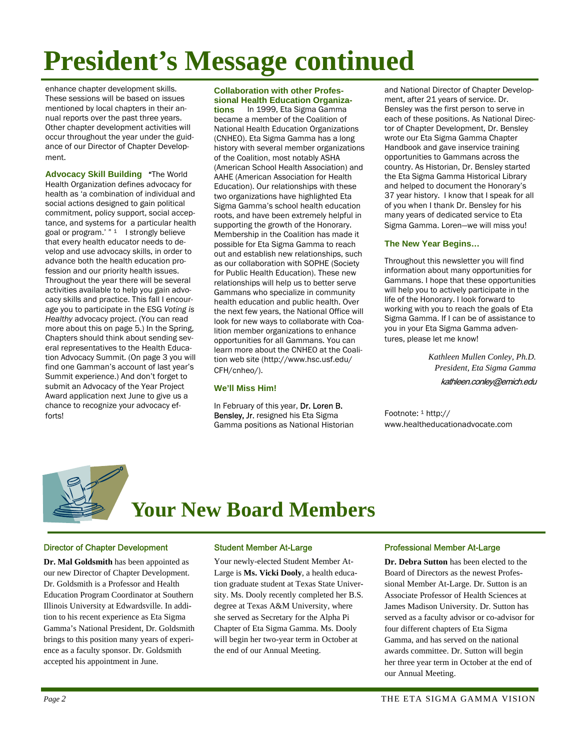# President's Message continued

enhance chapter development skills. These sessions will be based on issues mentioned by local chapters in their annual reports over the past three years. Other chapter development activities will occur throughout the year under the guidance of our Director of Chapter Development.

**Advocacy Skill Building** "The World Health Organization defines advocacy for health as 'a combination of individual and social actions designed to gain political commitment, policy support, social acceptance, and systems for a particular health goal or program.' "[1] I strongly believe that every health educator needs to develop and use advocacy skills, in order to advance both the health education profession and our priority health issues. Throughout the year there will be several activities available to help you gain advocacy skills and practice. This fall I encourage you to participate in the ESG *Voting is Healthy* advocacy project. (You can read more about this on page 5.) In the Spring, Chapters should think about sending several representatives to the Health Education Advocacy Summit. (On page 3 you will find one Gamman's account of last year's Summit experience.) And don't forget to submit an Advocacy of the Year Project Award application next June to give us a chance to recognize your advocacy efforts!

**Collaboration with other Professional Health Education Organizations** In 1999, Eta Sigma Gamma became a member of the Coalition of National Health Education Organizations (CNHEO). Eta Sigma Gamma has a long history with several member organizations of the Coalition, most notably ASHA (American School Health Association) and AAHE (American Association for Health Education). Our relationships with these two organizations have highlighted Eta Sigma Gamma's school health education roots, and have been extremely helpful in supporting the growth of the Honorary. Membership in the Coalition has made it possible for Eta Sigma Gamma to reach out and establish new relationships, such as our collaboration with SOPHE (Society for Public Health Education). These new relationships will help us to better serve Gammans who specialize in community health education and public health. Over the next few years, the National Office will look for new ways to collaborate with Coalition member organizations to enhance opportunities for all Gammans. You can learn more about the CNHEO at the Coalition web site (http://www.hsc.usf.edu/CFH/cnheo/).

**We'll Miss Him!**

In February of this year, Dr. Loren B. Bensley, Jr. resigned his Eta Sigma Gamma positions as National Historian and National Director of Chapter Development, after 21 years of service. Dr. Bensley was the first person to serve in each of these positions. As National Director of Chapter Development, Dr. Bensley wrote our Eta Sigma Gamma Chapter Handbook and gave inservice training opportunities to Gammans across the country. As Historian, Dr. Bensley started the Eta Sigma Gamma Historical Library and helped to document the Honorary's 37 year history. I know that I speak for all of you when I thank Dr. Bensley for his many years of dedicated service to Eta Sigma Gamma. Loren—we will miss you!

**The New Year Begins…**

Throughout this newsletter you will find information about many opportunities for Gammans. I hope that these opportunities will help you to actively participate in the life of the Honorary. I look forward to working with you to reach the goals of Eta Sigma Gamma. If I can be of assistance to you in your Eta Sigma Gamma adventures, please let me know!

*Kathleen Mullen Conley, Ph.D.*
*President, Eta Sigma Gamma*
*kathleen.conley@emich.edu*

Footnote: [1] http://www.healtheducationadvocate.com

# Your New Board Members

### Director of Chapter Development

**Dr. Mal Goldsmith** has been appointed as our new Director of Chapter Development. Dr. Goldsmith is a Professor and Health Education Program Coordinator at Southern Illinois University at Edwardsville. In addition to his recent experience as Eta Sigma Gamma's National President, Dr. Goldsmith brings to this position many years of experience as a faculty sponsor. Dr. Goldsmith accepted his appointment in June.

### Student Member At-Large

Your newly-elected Student Member At-Large is **Ms. Vicki Dooly**, a health education graduate student at Texas State University. Ms. Dooly recently completed her B.S. degree at Texas A&M University, where she served as Secretary for the Alpha Pi Chapter of Eta Sigma Gamma. Ms. Dooly will begin her two-year term in October at the end of our Annual Meeting.

### Professional Member At-Large

**Dr. Debra Sutton** has been elected to the Board of Directors as the newest Professional Member At-Large. Dr. Sutton is an Associate Professor of Health Sciences at James Madison University. Dr. Sutton has served as a faculty advisor or co-advisor for four different chapters of Eta Sigma Gamma, and has served on the national awards committee. Dr. Sutton will begin her three year term in October at the end of our Annual Meeting.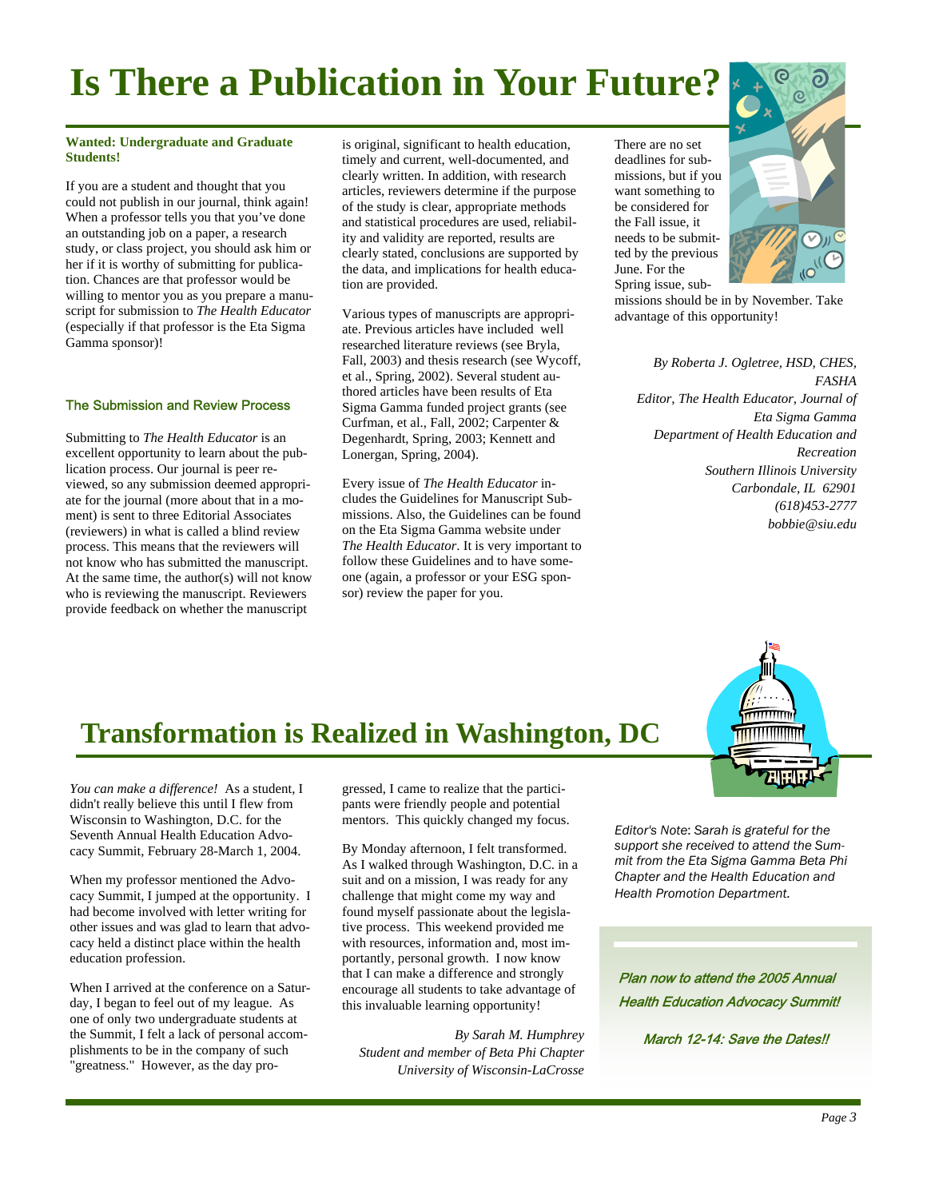# Is There a Publication in Your Future?

**Wanted: Undergraduate and Graduate Students!**

If you are a student and thought that you could not publish in our journal, think again! When a professor tells you that you've done an outstanding job on a paper, a research study, or class project, you should ask him or her if it is worthy of submitting for publication. Chances are that professor would be willing to mentor you as you prepare a manuscript for submission to *The Health Educator* (especially if that professor is the Eta Sigma Gamma sponsor)!

### The Submission and Review Process

Submitting to *The Health Educator* is an excellent opportunity to learn about the publication process. Our journal is peer reviewed, so any submission deemed appropriate for the journal (more about that in a moment) is sent to three Editorial Associates (reviewers) in what is called a blind review process. This means that the reviewers will not know who has submitted the manuscript. At the same time, the author(s) will not know who is reviewing the manuscript. Reviewers provide feedback on whether the manuscript is original, significant to health education, timely and current, well-documented, and clearly written. In addition, with research articles, reviewers determine if the purpose of the study is clear, appropriate methods and statistical procedures are used, reliability and validity are reported, results are clearly stated, conclusions are supported by the data, and implications for health education are provided.

Various types of manuscripts are appropriate. Previous articles have included well researched literature reviews (see Bryla, Fall, 2003) and thesis research (see Wycoff, et al., Spring, 2002). Several student authored articles have been results of Eta Sigma Gamma funded project grants (see Curfman, et al., Fall, 2002; Carpenter & Degenhardt, Spring, 2003; Kennett and Lonergan, Spring, 2004).

Every issue of *The Health Educator* includes the Guidelines for Manuscript Submissions. Also, the Guidelines can be found on the Eta Sigma Gamma website under *The Health Educator*. It is very important to follow these Guidelines and to have someone (again, a professor or your ESG sponsor) review the paper for you.

There are no set deadlines for submissions, but if you want something to be considered for the Fall issue, it needs to be submitted by the previous June. For the Spring issue, submissions should be in by November. Take advantage of this opportunity!

*By Roberta J. Ogletree, HSD, CHES, FASHA*
*Editor, The Health Educator, Journal of Eta Sigma Gamma*
*Department of Health Education and Recreation*
*Southern Illinois University*
*Carbondale, IL 62901*
*(618)453-2777*
*bobbie@siu.edu*

# Transformation is Realized in Washington, DC

*You can make a difference!* As a student, I didn't really believe this until I flew from Wisconsin to Washington, D.C. for the Seventh Annual Health Education Advocacy Summit, February 28-March 1, 2004.

When my professor mentioned the Advocacy Summit, I jumped at the opportunity. I had become involved with letter writing for other issues and was glad to learn that advocacy held a distinct place within the health education profession.

When I arrived at the conference on a Saturday, I began to feel out of my league. As one of only two undergraduate students at the Summit, I felt a lack of personal accomplishments to be in the company of such "greatness." However, as the day progressed, I came to realize that the participants were friendly people and potential mentors. This quickly changed my focus.

By Monday afternoon, I felt transformed. As I walked through Washington, D.C. in a suit and on a mission, I was ready for any challenge that might come my way and found myself passionate about the legislative process. This weekend provided me with resources, information and, most importantly, personal growth. I now know that I can make a difference and strongly encourage all students to take advantage of this invaluable learning opportunity!

*By Sarah M. Humphrey*
*Student and member of Beta Phi Chapter*
*University of Wisconsin-LaCrosse*

*Editor's Note: Sarah is grateful for the support she received to attend the Summit from the Eta Sigma Gamma Beta Phi Chapter and the Health Education and Health Promotion Department.*

***Plan now to attend the 2005 Annual Health Education Advocacy Summit!***

***March 12-14: Save the Dates!!***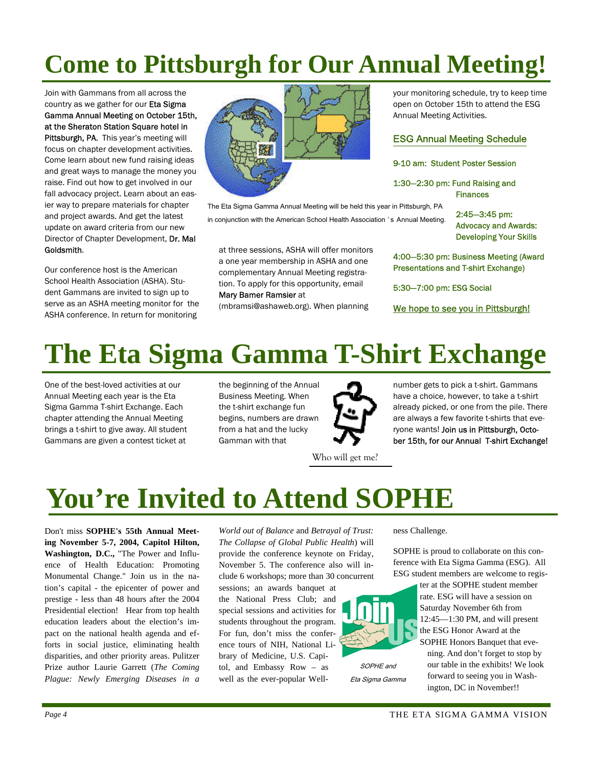# Come to Pittsburgh for Our Annual Meeting!

Join with Gammans from all across the country as we gather for our Eta Sigma Gamma Annual Meeting on October 15th, at the Sheraton Station Square hotel in Pittsburgh, PA. This year's meeting will focus on chapter development activities. Come learn about new fund raising ideas and great ways to manage the money you raise. Find out how to get involved in our fall advocacy project. Learn about an easier way to prepare materials for chapter and project awards. And get the latest update on award criteria from our new Director of Chapter Development, Dr. Mal Goldsmith.

Our conference host is the American School Health Association (ASHA). Student Gammans are invited to sign up to serve as an ASHA meeting monitor for the ASHA conference. In return for monitoring at three sessions, ASHA will offer monitors a one year membership in ASHA and one complementary Annual Meeting registration. To apply for this opportunity, email Mary Bamer Ramsier at (mbramsi@ashaweb.org). When planning your monitoring schedule, try to keep time open on October 15th to attend the ESG Annual Meeting Activities.

The Eta Sigma Gamma Annual Meeting will be held this year in Pittsburgh, PA in conjunction with the American School Health Association's Annual Meeting.

## ESG Annual Meeting Schedule

9-10 am: Student Poster Session

1:30—2:30 pm: Fund Raising and Finances

2:45—3:45 pm: Advocacy and Awards: Developing Your Skills

4:00—5:30 pm: Business Meeting (Award Presentations and T-shirt Exchange)

5:30—7:00 pm: ESG Social

We hope to see you in Pittsburgh!

# The Eta Sigma Gamma T-Shirt Exchange

One of the best-loved activities at our Annual Meeting each year is the Eta Sigma Gamma T-shirt Exchange. Each chapter attending the Annual Meeting brings a t-shirt to give away. All student Gammans are given a contest ticket at the beginning of the Annual Business Meeting. When the t-shirt exchange fun begins, numbers are drawn from a hat and the lucky Gamman with that number gets to pick a t-shirt. Gammans have a choice, however, to take a t-shirt already picked, or one from the pile. There are always a few favorite t-shirts that everyone wants! Join us in Pittsburgh, October 15th, for our Annual T-shirt Exchange!

Who will get me?

# You're Invited to Attend SOPHE

Don't miss **SOPHE's 55th Annual Meeting November 5-7, 2004, Capitol Hilton, Washington, D.C.,** "The Power and Influence of Health Education: Promoting Monumental Change." Join us in the nation's capital - the epicenter of power and prestige - less than 48 hours after the 2004 Presidential election! Hear from top health education leaders about the election's impact on the national health agenda and efforts in social justice, eliminating health disparities, and other priority areas. Pulitzer Prize author Laurie Garrett (*The Coming Plague: Newly Emerging Diseases in a World out of Balance* and *Betrayal of Trust: The Collapse of Global Public Health*) will provide the conference keynote on Friday, November 5. The conference also will include 6 workshops; more than 30 concurrent sessions; an awards banquet at the National Press Club; and special sessions and activities for students throughout the program. For fun, don't miss the conference tours of NIH, National Library of Medicine, U.S. Capitol, and Embassy Row – as well as the ever-popular Wellness Challenge.

SOPHE is proud to collaborate on this conference with Eta Sigma Gamma (ESG). All ESG student members are welcome to register at the SOPHE student member rate. ESG will have a session on Saturday November 6th from 12:45—1:30 PM, and will present the ESG Honor Award at the SOPHE Honors Banquet that evening. And don't forget to stop by our table in the exhibits! We look forward to seeing you in Washington, DC in November!!

*SOPHE and Eta Sigma Gamma*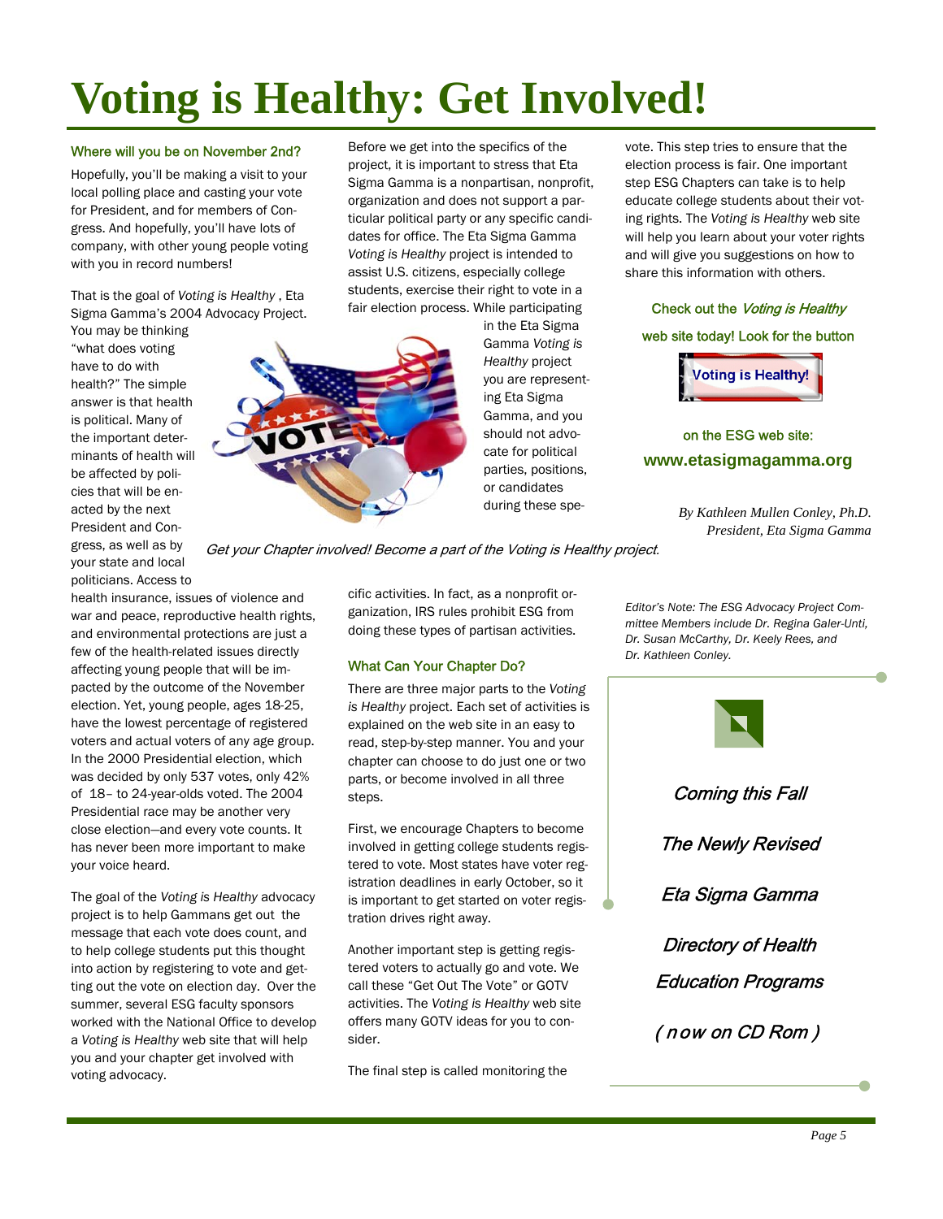# Voting is Healthy: Get Involved!

### Where will you be on November 2nd?

Hopefully, you'll be making a visit to your local polling place and casting your vote for President, and for members of Congress. And hopefully, you'll have lots of company, with other young people voting with you in record numbers!

That is the goal of *Voting is Healthy* , Eta Sigma Gamma's 2004 Advocacy Project. You may be thinking "what does voting have to do with health?" The simple answer is that health is political. Many of the important determinants of health will be affected by policies that will be enacted by the next President and Congress, as well as by your state and local politicians. Access to health insurance, issues of violence and war and peace, reproductive health rights, and environmental protections are just a few of the health-related issues directly affecting young people that will be impacted by the outcome of the November election. Yet, young people, ages 18-25, have the lowest percentage of registered voters and actual voters of any age group. In the 2000 Presidential election, which was decided by only 537 votes, only 42% of 18– to 24-year-olds voted. The 2004 Presidential race may be another very close election—and every vote counts. It has never been more important to make your voice heard.

The goal of the *Voting is Healthy* advocacy project is to help Gammans get out the message that each vote does count, and to help college students put this thought into action by registering to vote and getting out the vote on election day. Over the summer, several ESG faculty sponsors worked with the National Office to develop a *Voting is Healthy* web site that will help you and your chapter get involved with voting advocacy.

Before we get into the specifics of the project, it is important to stress that Eta Sigma Gamma is a nonpartisan, nonprofit, organization and does not support a particular political party or any specific candidates for office. The Eta Sigma Gamma *Voting is Healthy* project is intended to assist U.S. citizens, especially college students, exercise their right to vote in a fair election process. While participating in the Eta Sigma Gamma *Voting is Healthy* project you are representing Eta Sigma Gamma, and you should not advocate for political parties, positions, or candidates during these specific activities. In fact, as a nonprofit organization, IRS rules prohibit ESG from doing these types of partisan activities.

*Get your Chapter involved! Become a part of the Voting is Healthy project.*

### What Can Your Chapter Do?

There are three major parts to the *Voting is Healthy* project. Each set of activities is explained on the web site in an easy to read, step-by-step manner. You and your chapter can choose to do just one or two parts, or become involved in all three steps.

First, we encourage Chapters to become involved in getting college students registered to vote. Most states have voter registration deadlines in early October, so it is important to get started on voter registration drives right away.

Another important step is getting registered voters to actually go and vote. We call these "Get Out The Vote" or GOTV activities. The *Voting is Healthy* web site offers many GOTV ideas for you to consider.

The final step is called monitoring the vote. This step tries to ensure that the election process is fair. One important step ESG Chapters can take is to help educate college students about their voting rights. The *Voting is Healthy* web site will help you learn about your voter rights and will give you suggestions on how to share this information with others.

Check out the *Voting is Healthy* web site today! Look for the button

Voting is Healthy!

on the ESG web site:
**www.etasigmagamma.org**

*By Kathleen Mullen Conley, Ph.D.*
*President, Eta Sigma Gamma*

*Editor's Note: The ESG Advocacy Project Committee Members include Dr. Regina Galer-Unti, Dr. Susan McCarthy, Dr. Keely Rees, and Dr. Kathleen Conley.*

*Coming this Fall*

*The Newly Revised*

*Eta Sigma Gamma*

*Directory of Health Education Programs*

*( now on CD Rom )*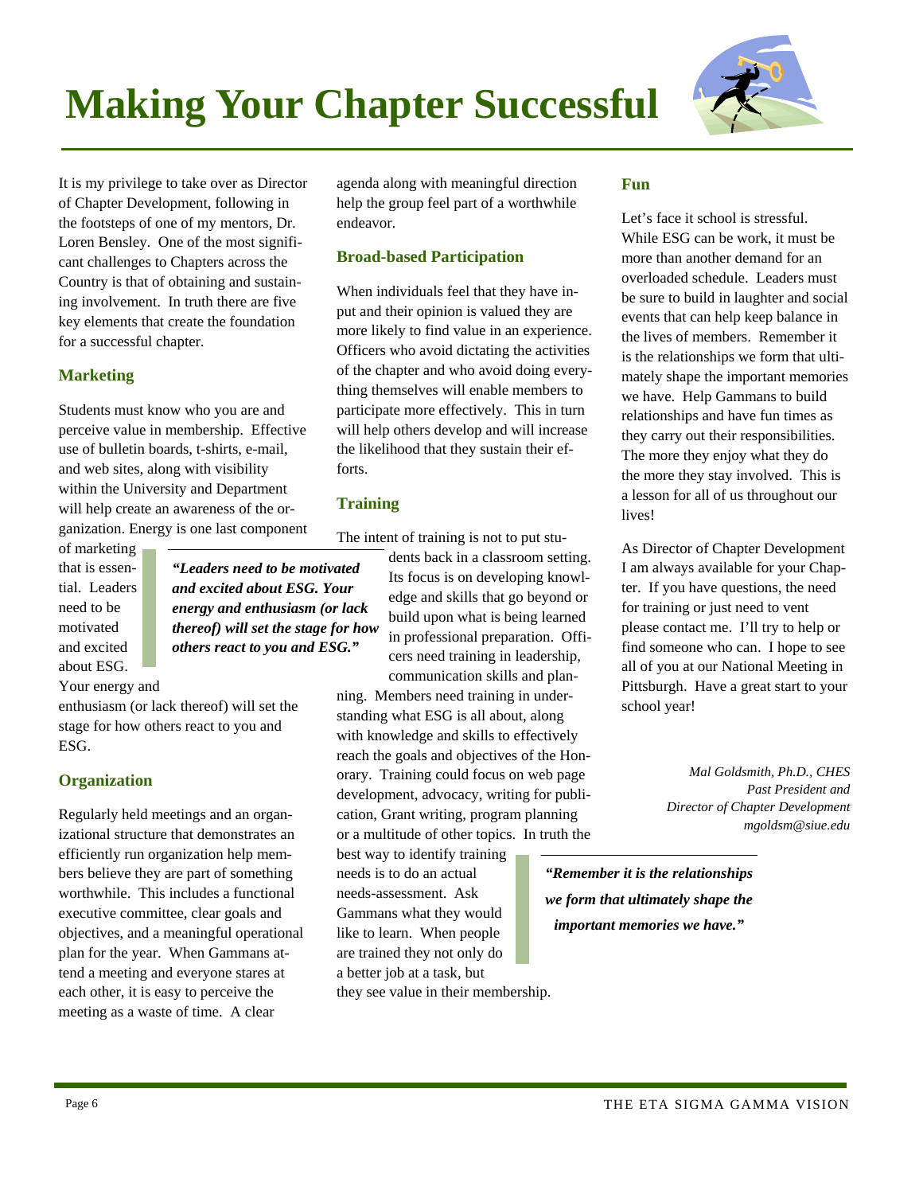# Making Your Chapter Successful

It is my privilege to take over as Director of Chapter Development, following in the footsteps of one of my mentors, Dr. Loren Bensley. One of the most significant challenges to Chapters across the Country is that of obtaining and sustaining involvement. In truth there are five key elements that create the foundation for a successful chapter.

### Marketing

Students must know who you are and perceive value in membership. Effective use of bulletin boards, t-shirts, e-mail, and web sites, along with visibility within the University and Department will help create an awareness of the organization. Energy is one last component of marketing that is essential. Leaders need to be motivated and excited about ESG. Your energy and enthusiasm (or lack thereof) will set the stage for how others react to you and ESG.

> ***"Leaders need to be motivated and excited about ESG. Your energy and enthusiasm (or lack thereof) will set the stage for how others react to you and ESG."***

### Organization

Regularly held meetings and an organizational structure that demonstrates an efficiently run organization help members believe they are part of something worthwhile. This includes a functional executive committee, clear goals and objectives, and a meaningful operational plan for the year. When Gammans attend a meeting and everyone stares at each other, it is easy to perceive the meeting as a waste of time. A clear agenda along with meaningful direction help the group feel part of a worthwhile endeavor.

### Broad-based Participation

When individuals feel that they have input and their opinion is valued they are more likely to find value in an experience. Officers who avoid dictating the activities of the chapter and who avoid doing everything themselves will enable members to participate more effectively. This in turn will help others develop and will increase the likelihood that they sustain their efforts.

### Training

The intent of training is not to put students back in a classroom setting. Its focus is on developing knowledge and skills that go beyond or build upon what is being learned in professional preparation. Officers need training in leadership, communication skills and planning. Members need training in understanding what ESG is all about, along with knowledge and skills to effectively reach the goals and objectives of the Honorary. Training could focus on web page development, advocacy, writing for publication, Grant writing, program planning or a multitude of other topics. In truth the best way to identify training needs is to do an actual needs-assessment. Ask Gammans what they would like to learn. When people are trained they not only do a better job at a task, but they see value in their membership.

### Fun

Let's face it school is stressful. While ESG can be work, it must be more than another demand for an overloaded schedule. Leaders must be sure to build in laughter and social events that can help keep balance in the lives of members. Remember it is the relationships we form that ultimately shape the important memories we have. Help Gammans to build relationships and have fun times as they carry out their responsibilities. The more they enjoy what they do the more they stay involved. This is a lesson for all of us throughout our lives!

As Director of Chapter Development I am always available for your Chapter. If you have questions, the need for training or just need to vent please contact me. I'll try to help or find someone who can. I hope to see all of you at our National Meeting in Pittsburgh. Have a great start to your school year!

*Mal Goldsmith, Ph.D., CHES*
*Past President and*
*Director of Chapter Development*
*mgoldsm@siue.edu*

> ***"Remember it is the relationships we form that ultimately shape the important memories we have."***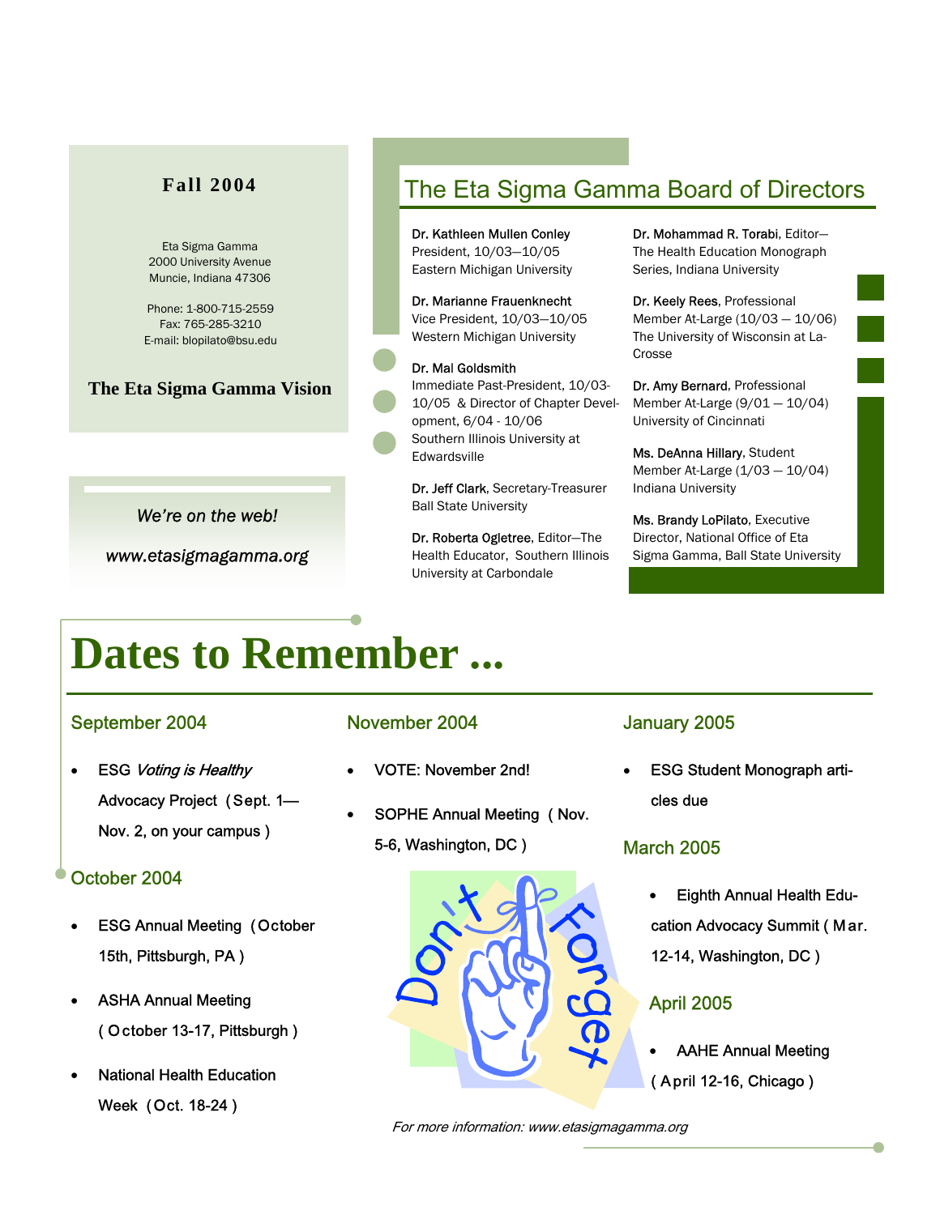**Fall 2004**

Eta Sigma Gamma
2000 University Avenue
Muncie, Indiana 47306

Phone: 1-800-715-2559
Fax: 765-285-3210
E-mail: blopilato@bsu.edu

**The Eta Sigma Gamma Vision**

*We're on the web!*

*www.etasigmagamma.org*

## The Eta Sigma Gamma Board of Directors

**Dr. Kathleen Mullen Conley**
President, 10/03—10/05
Eastern Michigan University

**Dr. Marianne Frauenknecht**
Vice President, 10/03—10/05
Western Michigan University

**Dr. Mal Goldsmith**
Immediate Past-President, 10/03-10/05 & Director of Chapter Development, 6/04 - 10/06
Southern Illinois University at Edwardsville

**Dr. Jeff Clark**, Secretary-Treasurer
Ball State University

**Dr. Roberta Ogletree**, Editor—The Health Educator, Southern Illinois University at Carbondale

**Dr. Mohammad R. Torabi**, Editor—The Health Education Monograph Series, Indiana University

**Dr. Keely Rees**, Professional Member At-Large (10/03 — 10/06)
The University of Wisconsin at La-Crosse

**Dr. Amy Bernard**, Professional Member At-Large (9/01 — 10/04)
University of Cincinnati

**Ms. DeAnna Hillary**, Student Member At-Large (1/03 — 10/04)
Indiana University

**Ms. Brandy LoPilato**, Executive Director, National Office of Eta Sigma Gamma, Ball State University

# Dates to Remember ...

### September 2004

- ESG *Voting is Healthy* Advocacy Project (Sept. 1—Nov. 2, on your campus)

### October 2004

- ESG Annual Meeting (October 15th, Pittsburgh, PA)
- ASHA Annual Meeting (October 13-17, Pittsburgh)
- National Health Education Week (Oct. 18-24)

### November 2004

- VOTE: November 2nd!
- SOPHE Annual Meeting (Nov. 5-6, Washington, DC)

### January 2005

- ESG Student Monograph articles due

### March 2005

- Eighth Annual Health Education Advocacy Summit (Mar. 12-14, Washington, DC)

### April 2005

- AAHE Annual Meeting (April 12-16, Chicago)

Don't Forget

*For more information: www.etasigmagamma.org*